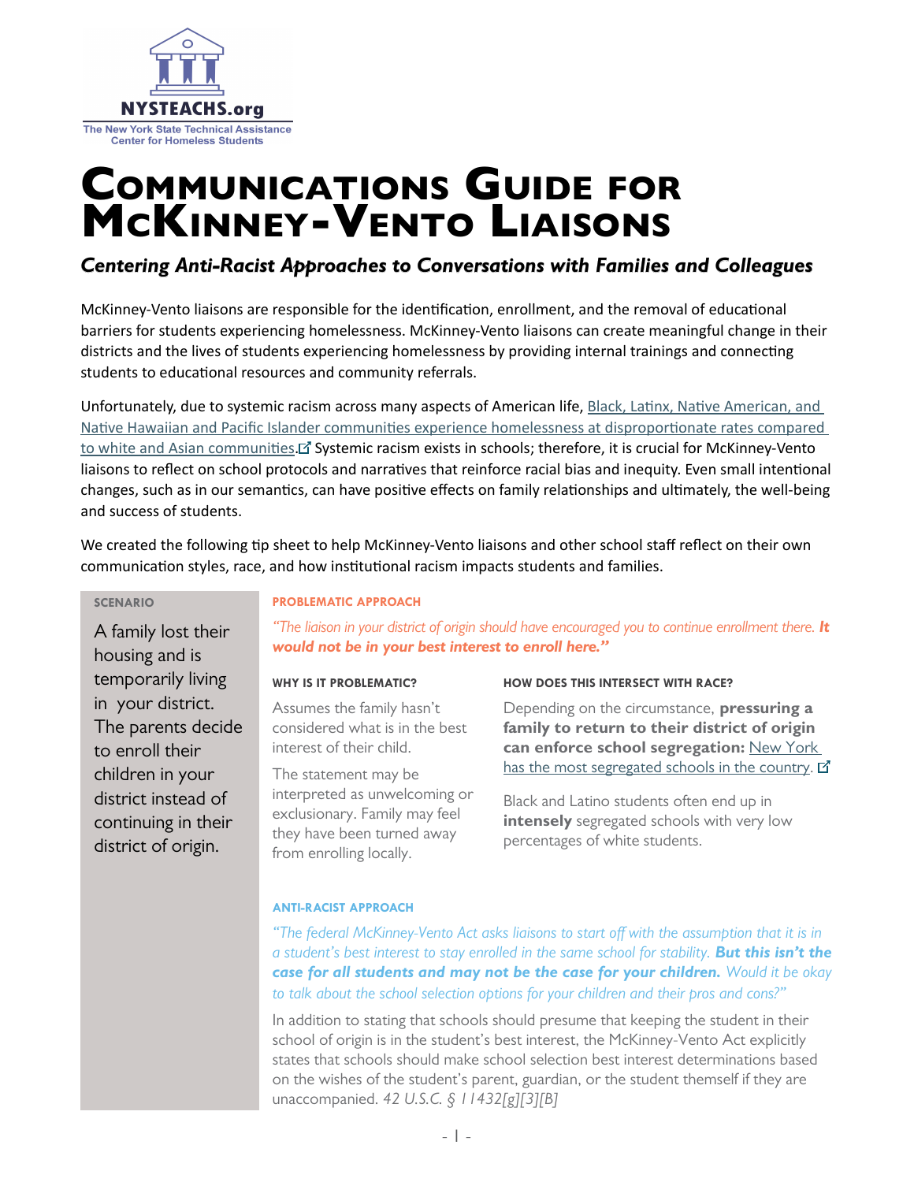NYSTEACHS.org

The New York State Technical Assistance Center for Homeless Students

# Communications Guide for McKinney-Vento Liaisons

***Centering Anti-Racist Approaches to Conversations with Families and Colleagues***

McKinney-Vento liaisons are responsible for the identification, enrollment, and the removal of educational barriers for students experiencing homelessness. McKinney-Vento liaisons can create meaningful change in their districts and the lives of students experiencing homelessness by providing internal trainings and connecting students to educational resources and community referrals.

Unfortunately, due to systemic racism across many aspects of American life, Black, Latinx, Native American, and Native Hawaiian and Pacific Islander communities experience homelessness at disproportionate rates compared to white and Asian communities. Systemic racism exists in schools; therefore, it is crucial for McKinney-Vento liaisons to reflect on school protocols and narratives that reinforce racial bias and inequity. Even small intentional changes, such as in our semantics, can have positive effects on family relationships and ultimately, the well-being and success of students.

We created the following tip sheet to help McKinney-Vento liaisons and other school staff reflect on their own communication styles, race, and how institutional racism impacts students and families.

### SCENARIO

A family lost their housing and is temporarily living in your district. The parents decide to enroll their children in your district instead of continuing in their district of origin.

### PROBLEMATIC APPROACH

*"The liaison in your district of origin should have encouraged you to continue enrollment there.* ***It would not be in your best interest to enroll here."***

#### WHY IS IT PROBLEMATIC?

Assumes the family hasn't considered what is in the best interest of their child.

The statement may be interpreted as unwelcoming or exclusionary. Family may feel they have been turned away from enrolling locally.

#### HOW DOES THIS INTERSECT WITH RACE?

Depending on the circumstance, **pressuring a family to return to their district of origin can enforce school segregation:** New York has the most segregated schools in the country.

Black and Latino students often end up in **intensely** segregated schools with very low percentages of white students.

### ANTI-RACIST APPROACH

*"The federal McKinney-Vento Act asks liaisons to start off with the assumption that it is in a student's best interest to stay enrolled in the same school for stability.* ***But this isn't the case for all students and may not be the case for your children.*** *Would it be okay to talk about the school selection options for your children and their pros and cons?"*

In addition to stating that schools should presume that keeping the student in their school of origin is in the student's best interest, the McKinney-Vento Act explicitly states that schools should make school selection best interest determinations based on the wishes of the student's parent, guardian, or the student themself if they are unaccompanied. *42 U.S.C. § 11432[g][3][B]*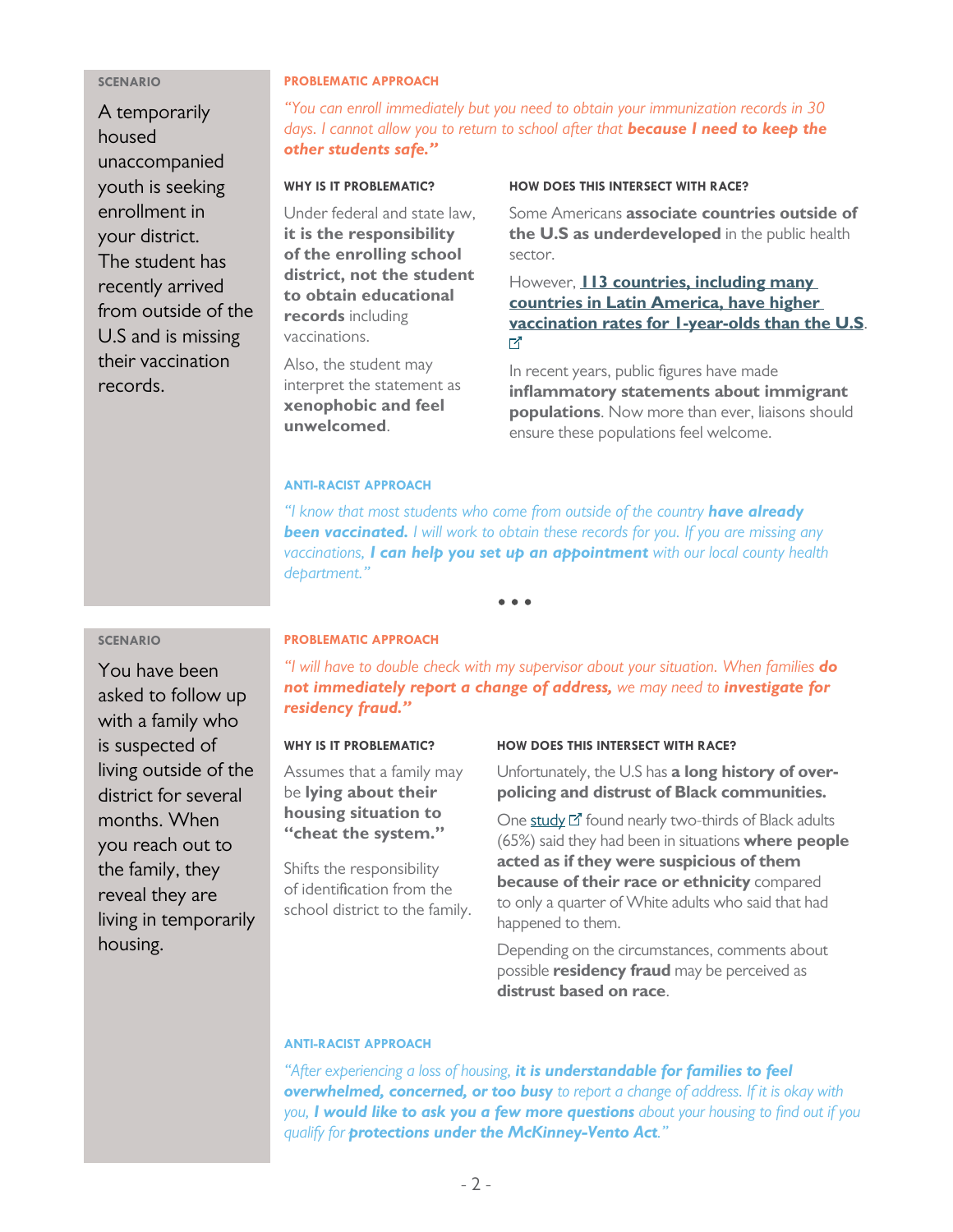#### SCENARIO

A temporarily housed unaccompanied youth is seeking enrollment in your district. The student has recently arrived from outside of the U.S and is missing their vaccination records.

#### PROBLEMATIC APPROACH

*"You can enroll immediately but you need to obtain your immunization records in 30 days. I cannot allow you to return to school after that* ***because I need to keep the other students safe."***

#### WHY IS IT PROBLEMATIC?

Under federal and state law, **it is the responsibility of the enrolling school district, not the student to obtain educational records** including vaccinations.

Also, the student may interpret the statement as **xenophobic and feel unwelcomed**.

#### HOW DOES THIS INTERSECT WITH RACE?

Some Americans **associate countries outside of the U.S as underdeveloped** in the public health sector.

However, **113 countries, including many countries in Latin America, have higher vaccination rates for 1-year-olds than the U.S**.

In recent years, public figures have made **inflammatory statements about immigrant populations**. Now more than ever, liaisons should ensure these populations feel welcome.

#### ANTI-RACIST APPROACH

*"I know that most students who come from outside of the country* ***have already been vaccinated.*** *I will work to obtain these records for you. If you are missing any vaccinations,* ***I can help you set up an appointment*** *with our local county health department."*

• • •

#### SCENARIO

You have been asked to follow up with a family who is suspected of living outside of the district for several months. When you reach out to the family, they reveal they are living in temporarily housing.

#### PROBLEMATIC APPROACH

*"I will have to double check with my supervisor about your situation. When families* ***do not immediately report a change of address,*** *we may need to* ***investigate for residency fraud."***

#### WHY IS IT PROBLEMATIC?

Assumes that a family may be **lying about their housing situation to "cheat the system."**

Shifts the responsibility of identification from the school district to the family.

#### HOW DOES THIS INTERSECT WITH RACE?

Unfortunately, the U.S has **a long history of over-policing and distrust of Black communities.**

One study found nearly two-thirds of Black adults (65%) said they had been in situations **where people acted as if they were suspicious of them because of their race or ethnicity** compared to only a quarter of White adults who said that had happened to them.

Depending on the circumstances, comments about possible **residency fraud** may be perceived as **distrust based on race**.

#### ANTI-RACIST APPROACH

*"After experiencing a loss of housing,* ***it is understandable for families to feel overwhelmed, concerned, or too busy*** *to report a change of address. If it is okay with you,* ***I would like to ask you a few more questions*** *about your housing to find out if you qualify for* ***protections under the McKinney-Vento Act****."*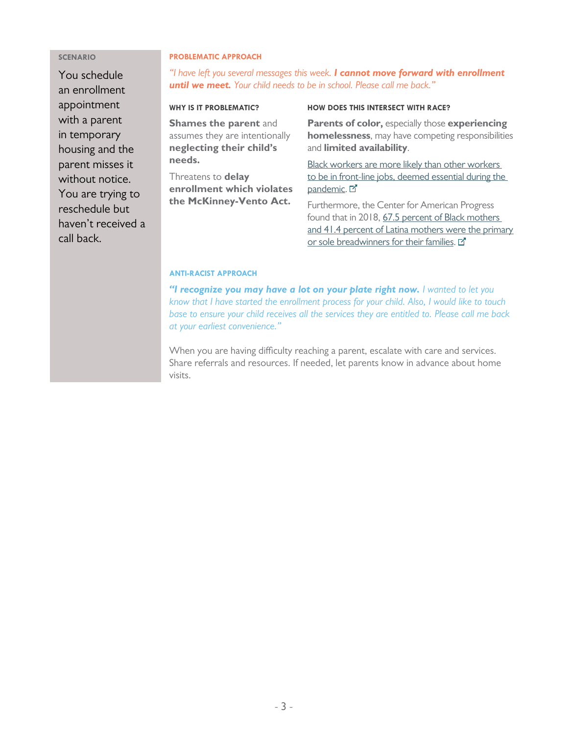**SCENARIO**

You schedule an enrollment appointment with a parent in temporary housing and the parent misses it without notice. You are trying to reschedule but haven't received a call back.

**PROBLEMATIC APPROACH**

*"I have left you several messages this week. **I cannot move forward with enrollment until we meet.** Your child needs to be in school. Please call me back."*

**WHY IS IT PROBLEMATIC?**

**Shames the parent** and assumes they are intentionally **neglecting their child's needs.**

Threatens to **delay enrollment which violates the McKinney-Vento Act.**

**HOW DOES THIS INTERSECT WITH RACE?**

**Parents of color,** especially those **experiencing homelessness**, may have competing responsibilities and **limited availability**.

Black workers are more likely than other workers to be in front-line jobs, deemed essential during the pandemic.

Furthermore, the Center for American Progress found that in 2018, 67.5 percent of Black mothers and 41.4 percent of Latina mothers were the primary or sole breadwinners for their families.

**ANTI-RACIST APPROACH**

*"**I recognize you may have a lot on your plate right now.** I wanted to let you know that I have started the enrollment process for your child. Also, I would like to touch base to ensure your child receives all the services they are entitled to. Please call me back at your earliest convenience."*

When you are having difficulty reaching a parent, escalate with care and services. Share referrals and resources. If needed, let parents know in advance about home visits.